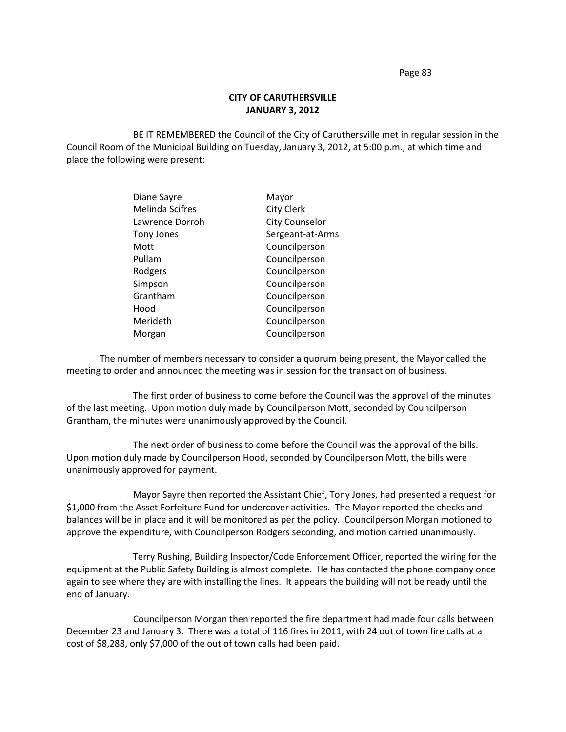**CITY OF CARUTHERSVILLE**
**JANUARY 3, 2012**

BE IT REMEMBERED the Council of the City of Caruthersville met in regular session in the Council Room of the Municipal Building on Tuesday, January 3, 2012, at 5:00 p.m., at which time and place the following were present:

| | |
|---|---|
| Diane Sayre | Mayor |
| Melinda Scifres | City Clerk |
| Lawrence Dorroh | City Counselor |
| Tony Jones | Sergeant-at-Arms |
| Mott | Councilperson |
| Pullam | Councilperson |
| Rodgers | Councilperson |
| Simpson | Councilperson |
| Grantham | Councilperson |
| Hood | Councilperson |
| Merideth | Councilperson |
| Morgan | Councilperson |

The number of members necessary to consider a quorum being present, the Mayor called the meeting to order and announced the meeting was in session for the transaction of business.

The first order of business to come before the Council was the approval of the minutes of the last meeting. Upon motion duly made by Councilperson Mott, seconded by Councilperson Grantham, the minutes were unanimously approved by the Council.

The next order of business to come before the Council was the approval of the bills. Upon motion duly made by Councilperson Hood, seconded by Councilperson Mott, the bills were unanimously approved for payment.

Mayor Sayre then reported the Assistant Chief, Tony Jones, had presented a request for $1,000 from the Asset Forfeiture Fund for undercover activities. The Mayor reported the checks and balances will be in place and it will be monitored as per the policy. Councilperson Morgan motioned to approve the expenditure, with Councilperson Rodgers seconding, and motion carried unanimously.

Terry Rushing, Building Inspector/Code Enforcement Officer, reported the wiring for the equipment at the Public Safety Building is almost complete. He has contacted the phone company once again to see where they are with installing the lines. It appears the building will not be ready until the end of January.

Councilperson Morgan then reported the fire department had made four calls between December 23 and January 3. There was a total of 116 fires in 2011, with 24 out of town fire calls at a cost of $8,288, only $7,000 of the out of town calls had been paid.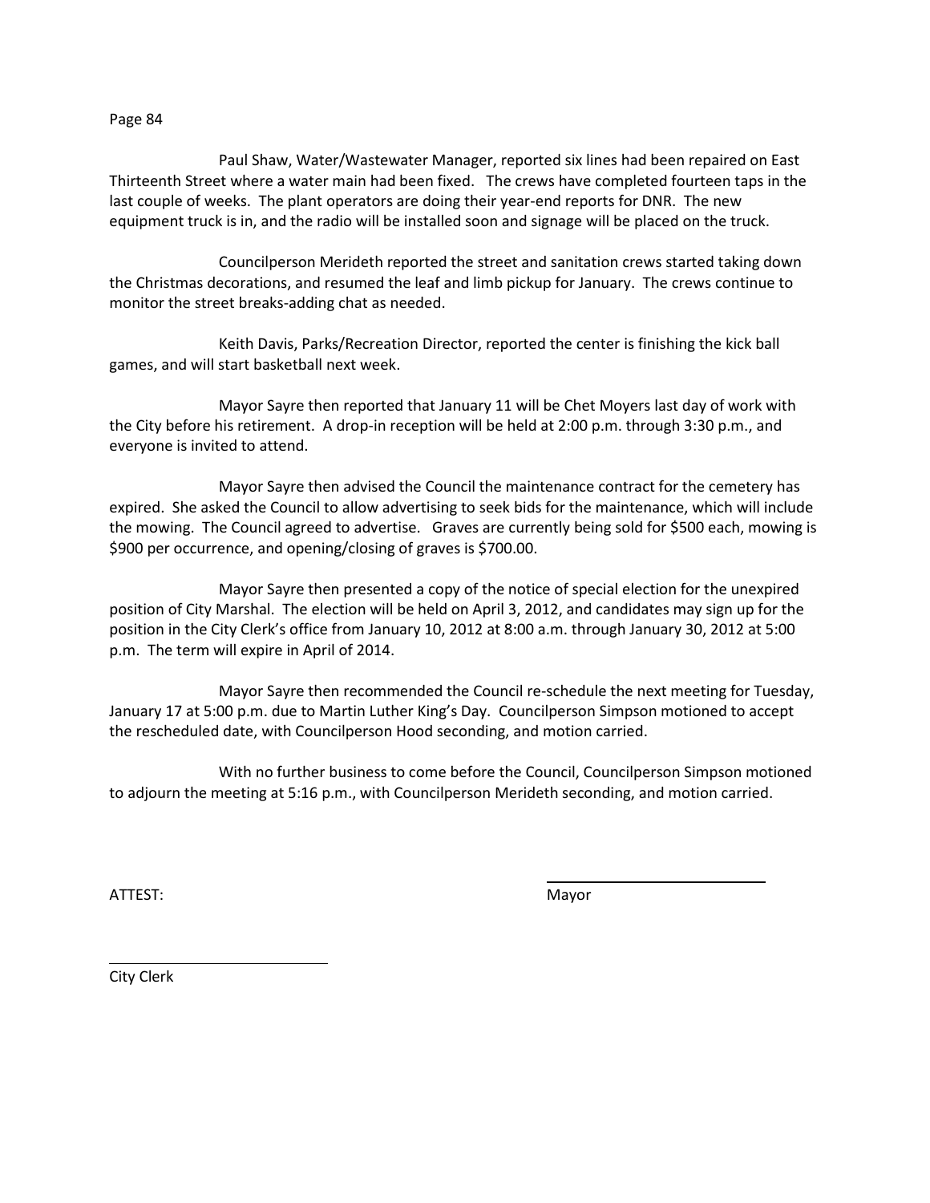Paul Shaw, Water/Wastewater Manager, reported six lines had been repaired on East Thirteenth Street where a water main had been fixed. The crews have completed fourteen taps in the last couple of weeks. The plant operators are doing their year-end reports for DNR. The new equipment truck is in, and the radio will be installed soon and signage will be placed on the truck.

Councilperson Merideth reported the street and sanitation crews started taking down the Christmas decorations, and resumed the leaf and limb pickup for January. The crews continue to monitor the street breaks-adding chat as needed.

Keith Davis, Parks/Recreation Director, reported the center is finishing the kick ball games, and will start basketball next week.

Mayor Sayre then reported that January 11 will be Chet Moyers last day of work with the City before his retirement. A drop-in reception will be held at 2:00 p.m. through 3:30 p.m., and everyone is invited to attend.

Mayor Sayre then advised the Council the maintenance contract for the cemetery has expired. She asked the Council to allow advertising to seek bids for the maintenance, which will include the mowing. The Council agreed to advertise. Graves are currently being sold for $500 each, mowing is $900 per occurrence, and opening/closing of graves is $700.00.

Mayor Sayre then presented a copy of the notice of special election for the unexpired position of City Marshal. The election will be held on April 3, 2012, and candidates may sign up for the position in the City Clerk's office from January 10, 2012 at 8:00 a.m. through January 30, 2012 at 5:00 p.m. The term will expire in April of 2014.

Mayor Sayre then recommended the Council re-schedule the next meeting for Tuesday, January 17 at 5:00 p.m. due to Martin Luther King's Day. Councilperson Simpson motioned to accept the rescheduled date, with Councilperson Hood seconding, and motion carried.

With no further business to come before the Council, Councilperson Simpson motioned to adjourn the meeting at 5:16 p.m., with Councilperson Merideth seconding, and motion carried.

ATTEST: \_\_\_\_\_\_\_\_\_\_\_\_\_\_\_\_\_\_\_\_\_\_\_\_
Mayor

\_\_\_\_\_\_\_\_\_\_\_\_\_\_\_\_\_\_\_\_\_\_\_\_
City Clerk